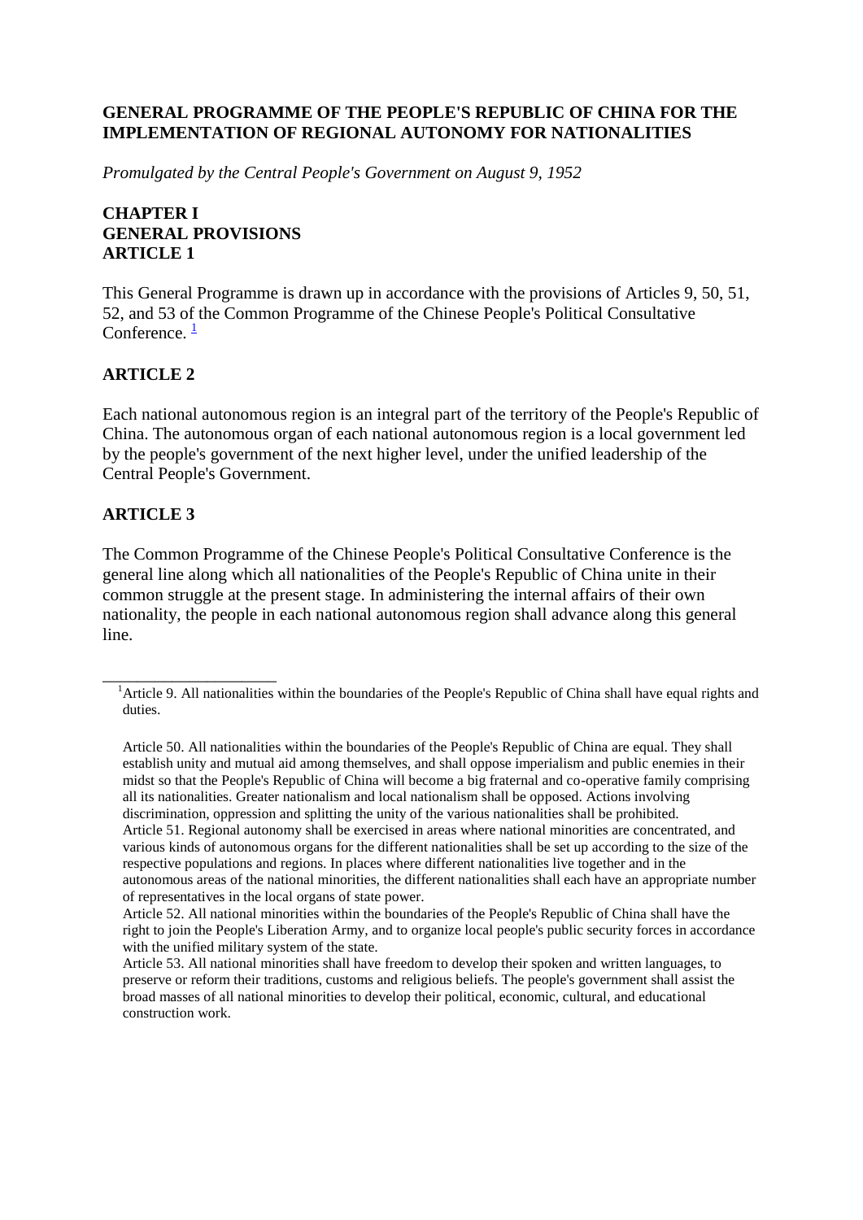# GENERAL PROGRAMME OF THE PEOPLE'S REPUBLIC OF CHINA FOR THE IMPLEMENTATION OF REGIONAL AUTONOMY FOR NATIONALITIES

*Promulgated by the Central People's Government on August 9, 1952*

## CHAPTER I
## GENERAL PROVISIONS
### ARTICLE 1

This General Programme is drawn up in accordance with the provisions of Articles 9, 50, 51, 52, and 53 of the Common Programme of the Chinese People's Political Consultative Conference. [1]

### ARTICLE 2

Each national autonomous region is an integral part of the territory of the People's Republic of China. The autonomous organ of each national autonomous region is a local government led by the people's government of the next higher level, under the unified leadership of the Central People's Government.

### ARTICLE 3

The Common Programme of the Chinese People's Political Consultative Conference is the general line along which all nationalities of the People's Republic of China unite in their common struggle at the present stage. In administering the internal affairs of their own nationality, the people in each national autonomous region shall advance along this general line.

---

[1] Article 9. All nationalities within the boundaries of the People's Republic of China shall have equal rights and duties.

Article 50. All nationalities within the boundaries of the People's Republic of China are equal. They shall establish unity and mutual aid among themselves, and shall oppose imperialism and public enemies in their midst so that the People's Republic of China will become a big fraternal and co-operative family comprising all its nationalities. Greater nationalism and local nationalism shall be opposed. Actions involving discrimination, oppression and splitting the unity of the various nationalities shall be prohibited.

Article 51. Regional autonomy shall be exercised in areas where national minorities are concentrated, and various kinds of autonomous organs for the different nationalities shall be set up according to the size of the respective populations and regions. In places where different nationalities live together and in the autonomous areas of the national minorities, the different nationalities shall each have an appropriate number of representatives in the local organs of state power.

Article 52. All national minorities within the boundaries of the People's Republic of China shall have the right to join the People's Liberation Army, and to organize local people's public security forces in accordance with the unified military system of the state.

Article 53. All national minorities shall have freedom to develop their spoken and written languages, to preserve or reform their traditions, customs and religious beliefs. The people's government shall assist the broad masses of all national minorities to develop their political, economic, cultural, and educational construction work.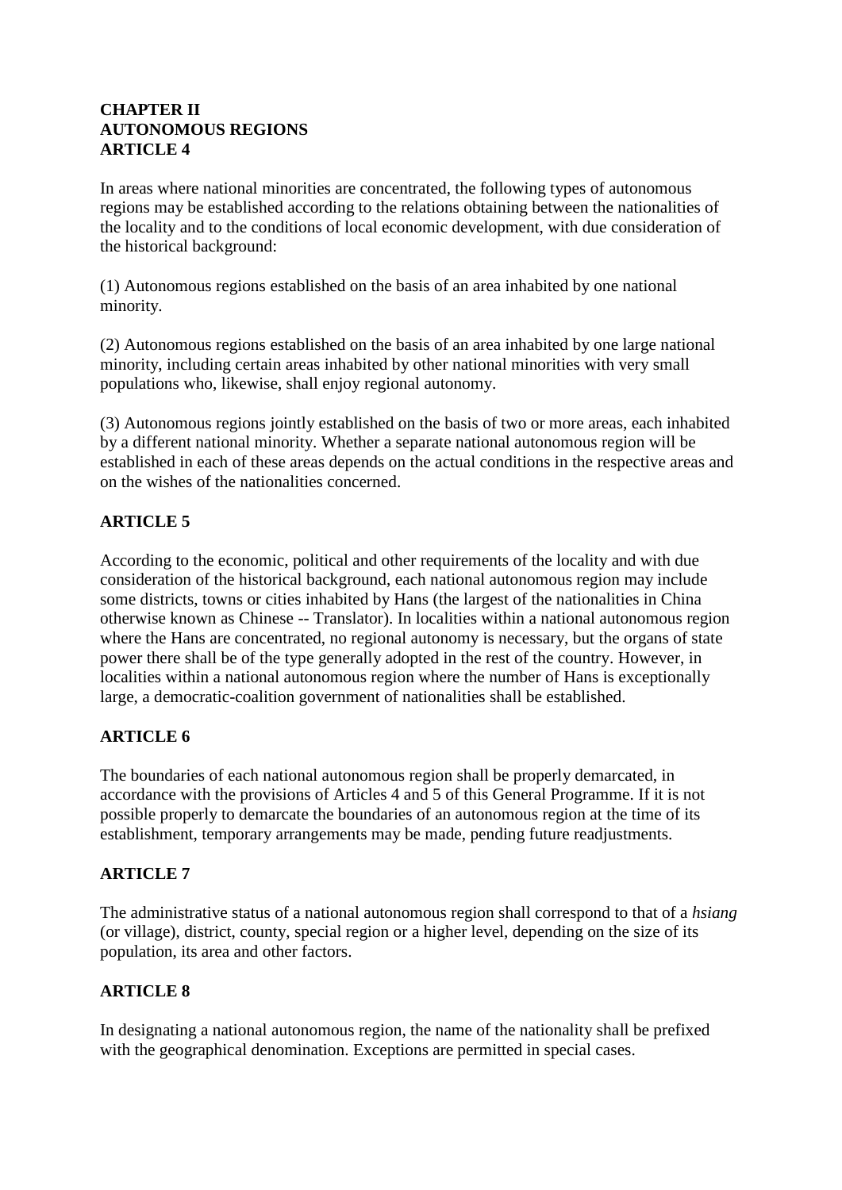## CHAPTER II
## AUTONOMOUS REGIONS
### ARTICLE 4

In areas where national minorities are concentrated, the following types of autonomous regions may be established according to the relations obtaining between the nationalities of the locality and to the conditions of local economic development, with due consideration of the historical background:

(1) Autonomous regions established on the basis of an area inhabited by one national minority.

(2) Autonomous regions established on the basis of an area inhabited by one large national minority, including certain areas inhabited by other national minorities with very small populations who, likewise, shall enjoy regional autonomy.

(3) Autonomous regions jointly established on the basis of two or more areas, each inhabited by a different national minority. Whether a separate national autonomous region will be established in each of these areas depends on the actual conditions in the respective areas and on the wishes of the nationalities concerned.

### ARTICLE 5

According to the economic, political and other requirements of the locality and with due consideration of the historical background, each national autonomous region may include some districts, towns or cities inhabited by Hans (the largest of the nationalities in China otherwise known as Chinese -- Translator). In localities within a national autonomous region where the Hans are concentrated, no regional autonomy is necessary, but the organs of state power there shall be of the type generally adopted in the rest of the country. However, in localities within a national autonomous region where the number of Hans is exceptionally large, a democratic-coalition government of nationalities shall be established.

### ARTICLE 6

The boundaries of each national autonomous region shall be properly demarcated, in accordance with the provisions of Articles 4 and 5 of this General Programme. If it is not possible properly to demarcate the boundaries of an autonomous region at the time of its establishment, temporary arrangements may be made, pending future readjustments.

### ARTICLE 7

The administrative status of a national autonomous region shall correspond to that of a *hsiang* (or village), district, county, special region or a higher level, depending on the size of its population, its area and other factors.

### ARTICLE 8

In designating a national autonomous region, the name of the nationality shall be prefixed with the geographical denomination. Exceptions are permitted in special cases.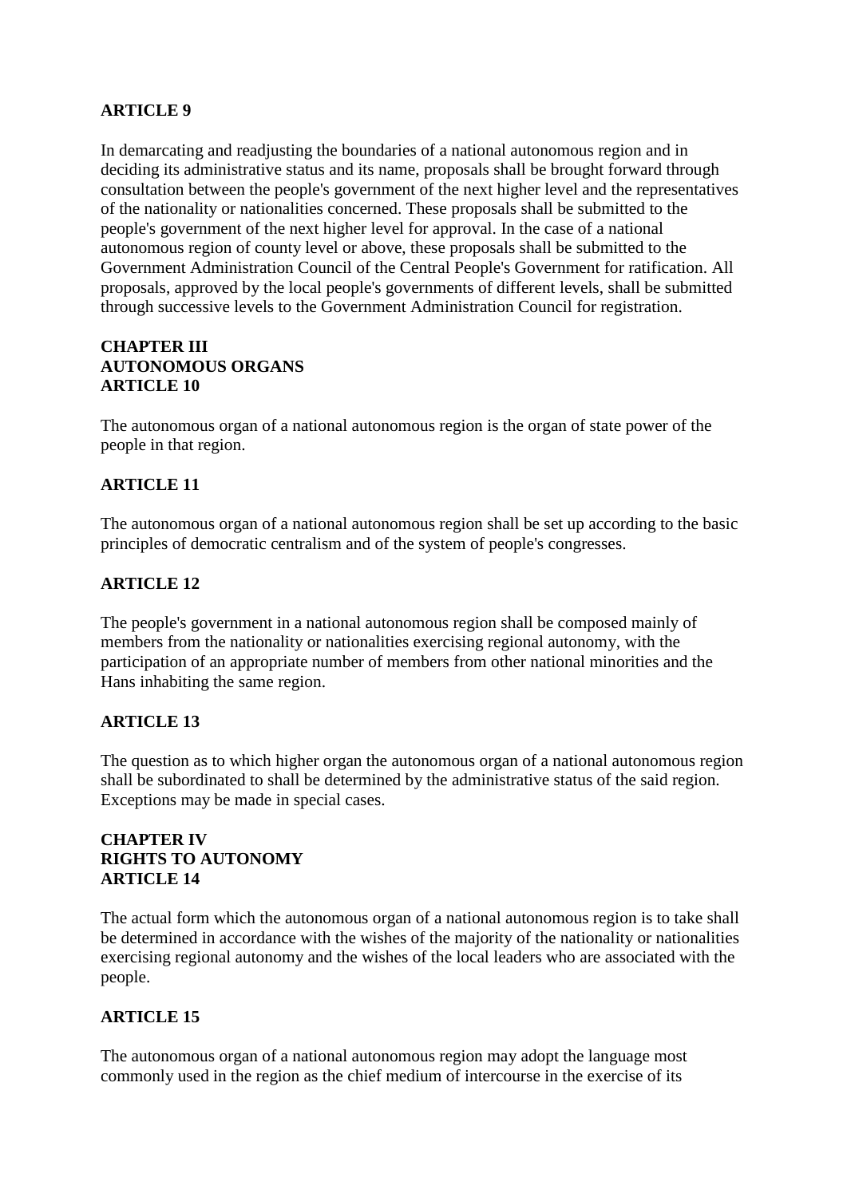**ARTICLE 9**

In demarcating and readjusting the boundaries of a national autonomous region and in deciding its administrative status and its name, proposals shall be brought forward through consultation between the people's government of the next higher level and the representatives of the nationality or nationalities concerned. These proposals shall be submitted to the people's government of the next higher level for approval. In the case of a national autonomous region of county level or above, these proposals shall be submitted to the Government Administration Council of the Central People's Government for ratification. All proposals, approved by the local people's governments of different levels, shall be submitted through successive levels to the Government Administration Council for registration.

## CHAPTER III
## AUTONOMOUS ORGANS

**ARTICLE 10**

The autonomous organ of a national autonomous region is the organ of state power of the people in that region.

**ARTICLE 11**

The autonomous organ of a national autonomous region shall be set up according to the basic principles of democratic centralism and of the system of people's congresses.

**ARTICLE 12**

The people's government in a national autonomous region shall be composed mainly of members from the nationality or nationalities exercising regional autonomy, with the participation of an appropriate number of members from other national minorities and the Hans inhabiting the same region.

**ARTICLE 13**

The question as to which higher organ the autonomous organ of a national autonomous region shall be subordinated to shall be determined by the administrative status of the said region. Exceptions may be made in special cases.

## CHAPTER IV
## RIGHTS TO AUTONOMY

**ARTICLE 14**

The actual form which the autonomous organ of a national autonomous region is to take shall be determined in accordance with the wishes of the majority of the nationality or nationalities exercising regional autonomy and the wishes of the local leaders who are associated with the people.

**ARTICLE 15**

The autonomous organ of a national autonomous region may adopt the language most commonly used in the region as the chief medium of intercourse in the exercise of its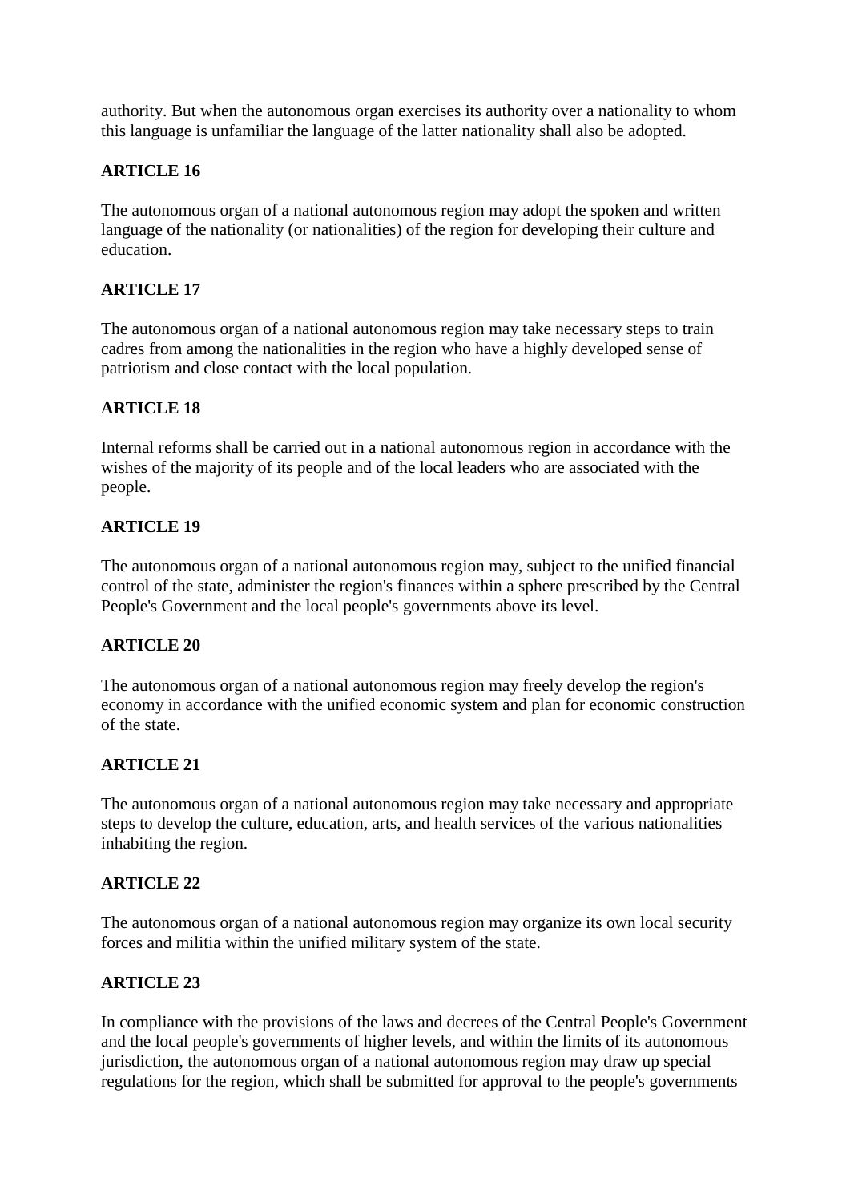authority. But when the autonomous organ exercises its authority over a nationality to whom this language is unfamiliar the language of the latter nationality shall also be adopted.

**ARTICLE 16**

The autonomous organ of a national autonomous region may adopt the spoken and written language of the nationality (or nationalities) of the region for developing their culture and education.

**ARTICLE 17**

The autonomous organ of a national autonomous region may take necessary steps to train cadres from among the nationalities in the region who have a highly developed sense of patriotism and close contact with the local population.

**ARTICLE 18**

Internal reforms shall be carried out in a national autonomous region in accordance with the wishes of the majority of its people and of the local leaders who are associated with the people.

**ARTICLE 19**

The autonomous organ of a national autonomous region may, subject to the unified financial control of the state, administer the region's finances within a sphere prescribed by the Central People's Government and the local people's governments above its level.

**ARTICLE 20**

The autonomous organ of a national autonomous region may freely develop the region's economy in accordance with the unified economic system and plan for economic construction of the state.

**ARTICLE 21**

The autonomous organ of a national autonomous region may take necessary and appropriate steps to develop the culture, education, arts, and health services of the various nationalities inhabiting the region.

**ARTICLE 22**

The autonomous organ of a national autonomous region may organize its own local security forces and militia within the unified military system of the state.

**ARTICLE 23**

In compliance with the provisions of the laws and decrees of the Central People's Government and the local people's governments of higher levels, and within the limits of its autonomous jurisdiction, the autonomous organ of a national autonomous region may draw up special regulations for the region, which shall be submitted for approval to the people's governments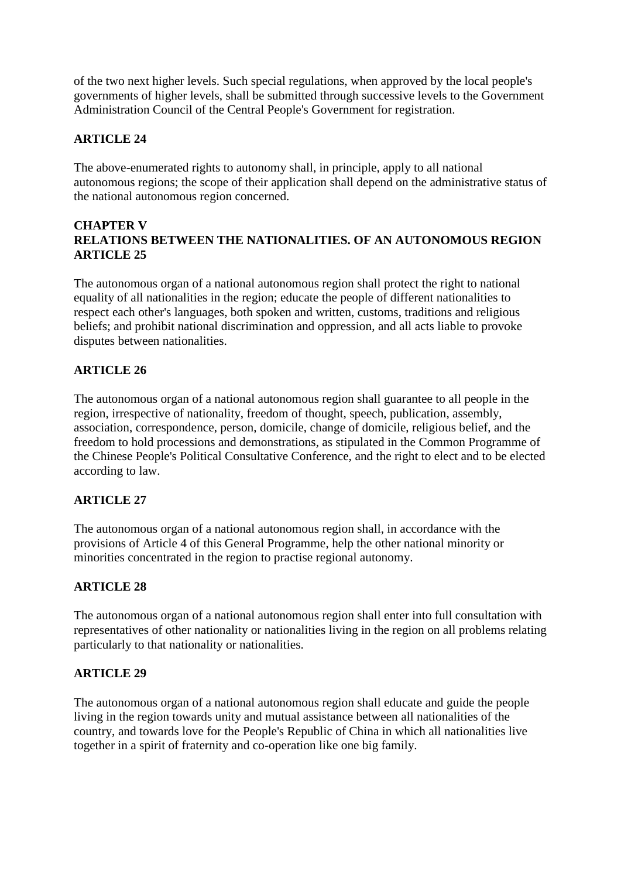of the two next higher levels. Such special regulations, when approved by the local people's governments of higher levels, shall be submitted through successive levels to the Government Administration Council of the Central People's Government for registration.

**ARTICLE 24**

The above-enumerated rights to autonomy shall, in principle, apply to all national autonomous regions; the scope of their application shall depend on the administrative status of the national autonomous region concerned.

## CHAPTER V
## RELATIONS BETWEEN THE NATIONALITIES. OF AN AUTONOMOUS REGION

**ARTICLE 25**

The autonomous organ of a national autonomous region shall protect the right to national equality of all nationalities in the region; educate the people of different nationalities to respect each other's languages, both spoken and written, customs, traditions and religious beliefs; and prohibit national discrimination and oppression, and all acts liable to provoke disputes between nationalities.

**ARTICLE 26**

The autonomous organ of a national autonomous region shall guarantee to all people in the region, irrespective of nationality, freedom of thought, speech, publication, assembly, association, correspondence, person, domicile, change of domicile, religious belief, and the freedom to hold processions and demonstrations, as stipulated in the Common Programme of the Chinese People's Political Consultative Conference, and the right to elect and to be elected according to law.

**ARTICLE 27**

The autonomous organ of a national autonomous region shall, in accordance with the provisions of Article 4 of this General Programme, help the other national minority or minorities concentrated in the region to practise regional autonomy.

**ARTICLE 28**

The autonomous organ of a national autonomous region shall enter into full consultation with representatives of other nationality or nationalities living in the region on all problems relating particularly to that nationality or nationalities.

**ARTICLE 29**

The autonomous organ of a national autonomous region shall educate and guide the people living in the region towards unity and mutual assistance between all nationalities of the country, and towards love for the People's Republic of China in which all nationalities live together in a spirit of fraternity and co-operation like one big family.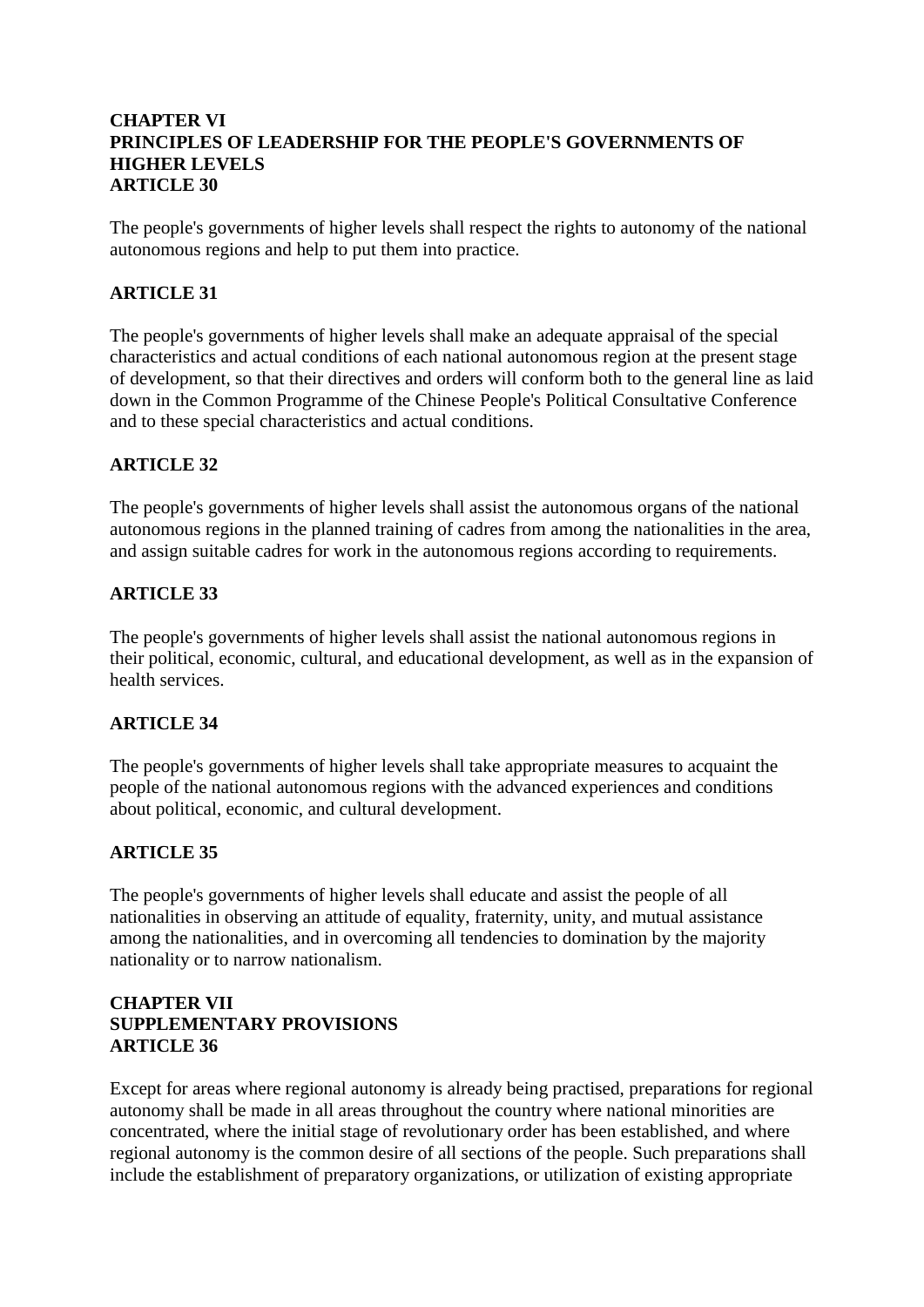## CHAPTER VI
## PRINCIPLES OF LEADERSHIP FOR THE PEOPLE'S GOVERNMENTS OF HIGHER LEVELS
### ARTICLE 30

The people's governments of higher levels shall respect the rights to autonomy of the national autonomous regions and help to put them into practice.

### ARTICLE 31

The people's governments of higher levels shall make an adequate appraisal of the special characteristics and actual conditions of each national autonomous region at the present stage of development, so that their directives and orders will conform both to the general line as laid down in the Common Programme of the Chinese People's Political Consultative Conference and to these special characteristics and actual conditions.

### ARTICLE 32

The people's governments of higher levels shall assist the autonomous organs of the national autonomous regions in the planned training of cadres from among the nationalities in the area, and assign suitable cadres for work in the autonomous regions according to requirements.

### ARTICLE 33

The people's governments of higher levels shall assist the national autonomous regions in their political, economic, cultural, and educational development, as well as in the expansion of health services.

### ARTICLE 34

The people's governments of higher levels shall take appropriate measures to acquaint the people of the national autonomous regions with the advanced experiences and conditions about political, economic, and cultural development.

### ARTICLE 35

The people's governments of higher levels shall educate and assist the people of all nationalities in observing an attitude of equality, fraternity, unity, and mutual assistance among the nationalities, and in overcoming all tendencies to domination by the majority nationality or to narrow nationalism.

## CHAPTER VII
## SUPPLEMENTARY PROVISIONS
### ARTICLE 36

Except for areas where regional autonomy is already being practised, preparations for regional autonomy shall be made in all areas throughout the country where national minorities are concentrated, where the initial stage of revolutionary order has been established, and where regional autonomy is the common desire of all sections of the people. Such preparations shall include the establishment of preparatory organizations, or utilization of existing appropriate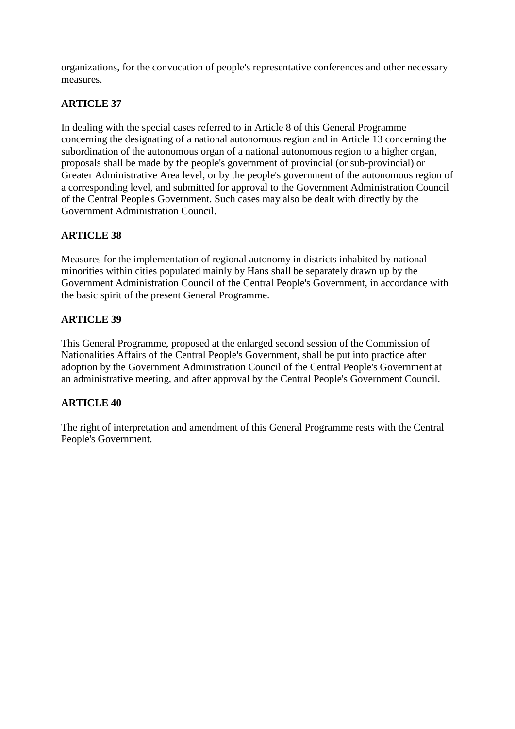organizations, for the convocation of people's representative conferences and other necessary measures.

**ARTICLE 37**

In dealing with the special cases referred to in Article 8 of this General Programme concerning the designating of a national autonomous region and in Article 13 concerning the subordination of the autonomous organ of a national autonomous region to a higher organ, proposals shall be made by the people's government of provincial (or sub-provincial) or Greater Administrative Area level, or by the people's government of the autonomous region of a corresponding level, and submitted for approval to the Government Administration Council of the Central People's Government. Such cases may also be dealt with directly by the Government Administration Council.

**ARTICLE 38**

Measures for the implementation of regional autonomy in districts inhabited by national minorities within cities populated mainly by Hans shall be separately drawn up by the Government Administration Council of the Central People's Government, in accordance with the basic spirit of the present General Programme.

**ARTICLE 39**

This General Programme, proposed at the enlarged second session of the Commission of Nationalities Affairs of the Central People's Government, shall be put into practice after adoption by the Government Administration Council of the Central People's Government at an administrative meeting, and after approval by the Central People's Government Council.

**ARTICLE 40**

The right of interpretation and amendment of this General Programme rests with the Central People's Government.